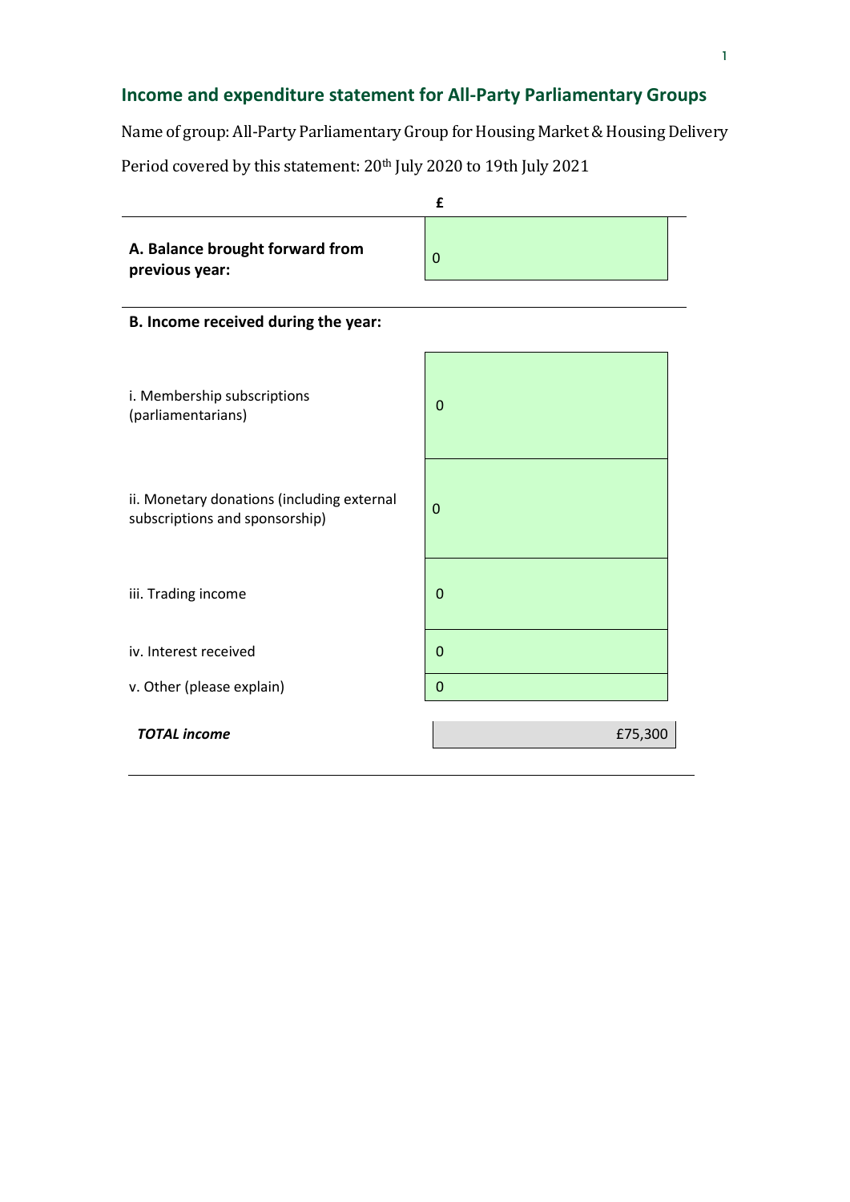## Income and expenditure statement for All-Party Parliamentary Groups

Name of group: All-Party Parliamentary Group for Housing Market & Housing Delivery

Period covered by this statement: 20th July 2020 to 19th July 2021

| | £ |
|---|---|
| **A. Balance brought forward from previous year:** | 0 |
| **B. Income received during the year:** | |
| i. Membership subscriptions (parliamentarians) | 0 |
| ii. Monetary donations (including external subscriptions and sponsorship) | 0 |
| iii. Trading income | 0 |
| iv. Interest received | 0 |
| v. Other (please explain) | 0 |
| ***TOTAL income*** | £75,300 |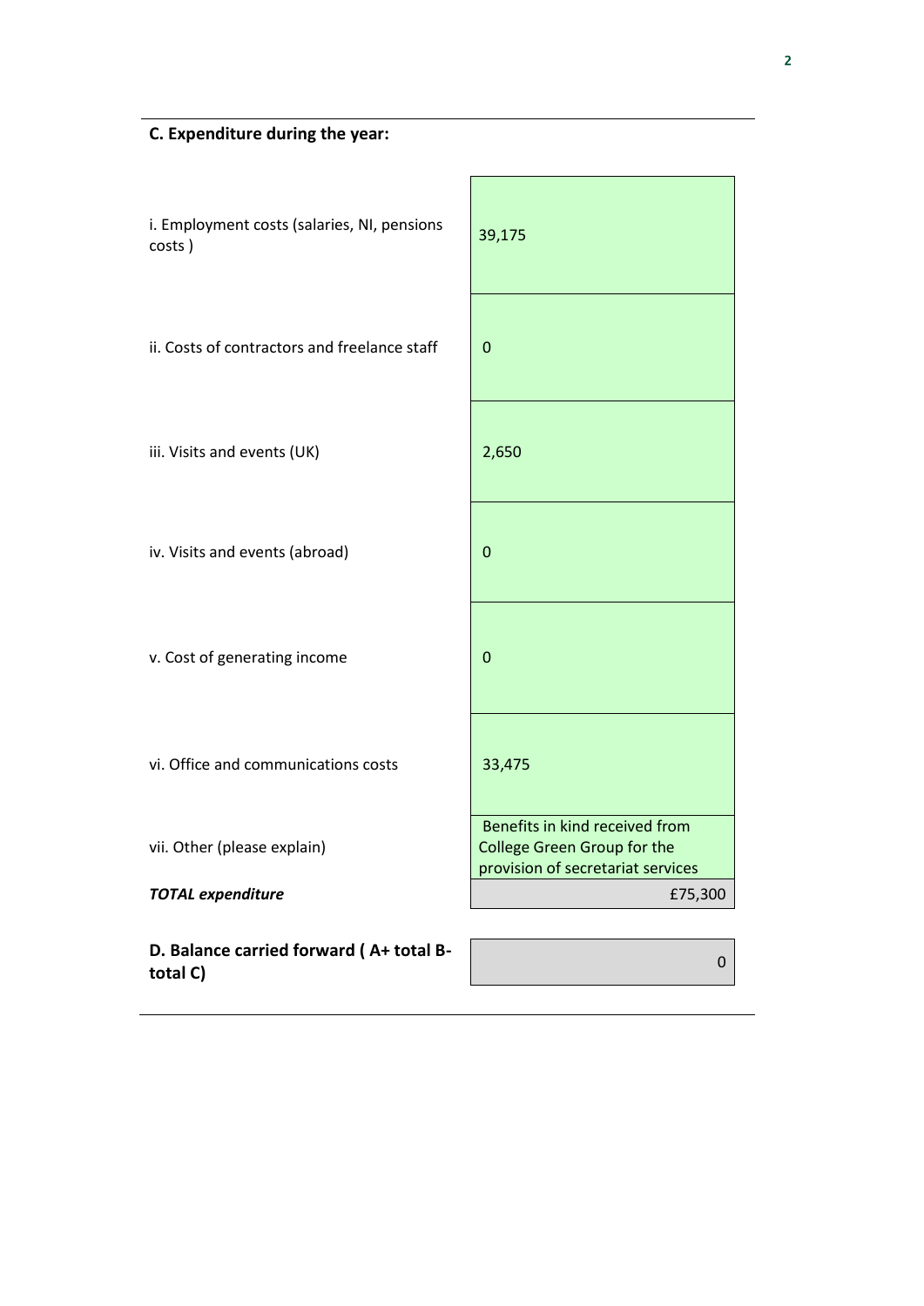### C. Expenditure during the year:

| | |
|---|---|
| i. Employment costs (salaries, NI, pensions costs ) | 39,175 |
| ii. Costs of contractors and freelance staff | 0 |
| iii. Visits and events (UK) | 2,650 |
| iv. Visits and events (abroad) | 0 |
| v. Cost of generating income | 0 |
| vi. Office and communications costs | 33,475 |
| vii. Other (please explain) | Benefits in kind received from College Green Group for the provision of secretariat services |
| ***TOTAL expenditure*** | £75,300 |

| | |
|---|---|
| **D. Balance carried forward ( A+ total B- total C)** | 0 |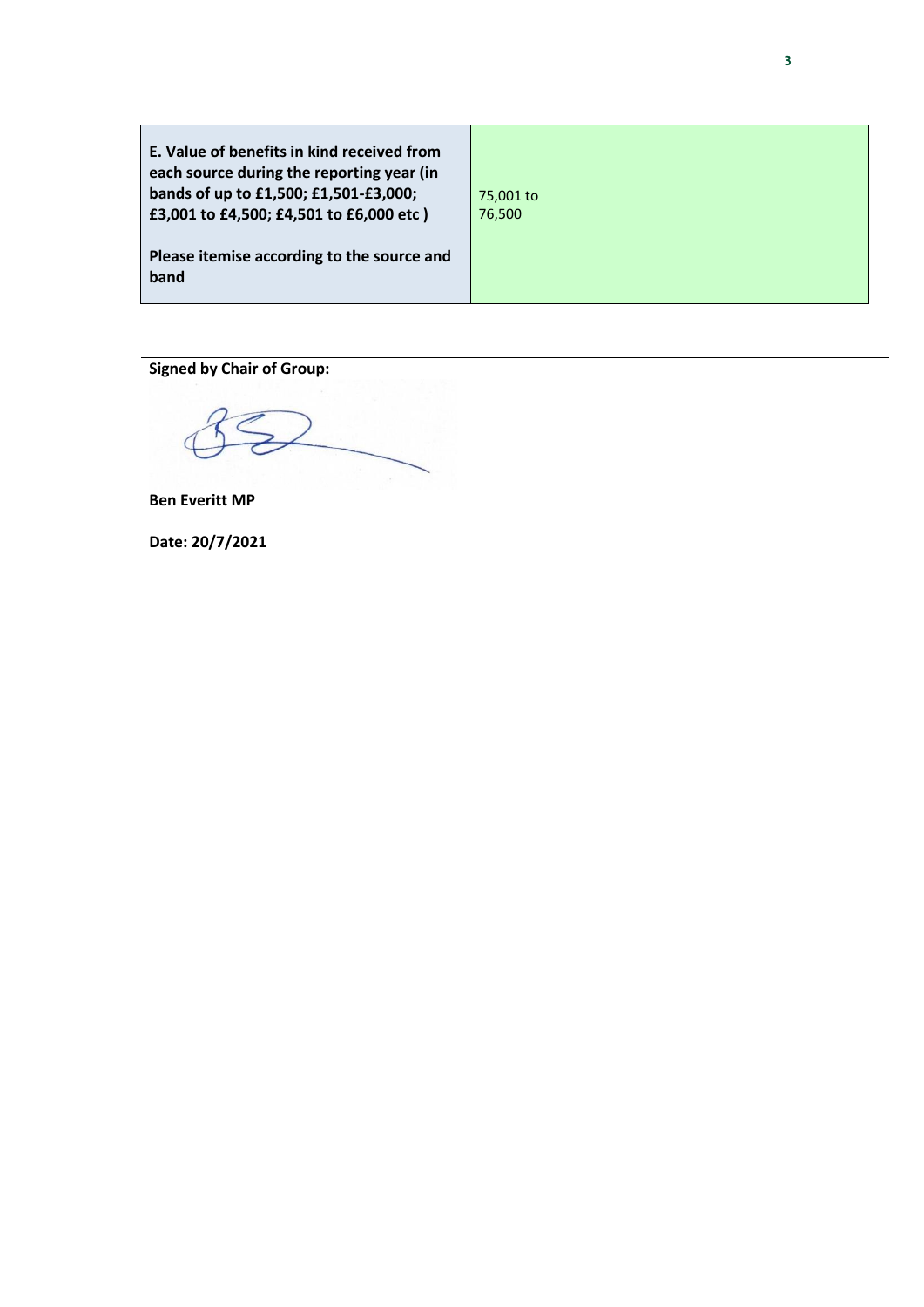| | |
|---|---|
| **E. Value of benefits in kind received from each source during the reporting year (in bands of up to £1,500; £1,501-£3,000; £3,001 to £4,500; £4,501 to £6,000 etc )**<br><br>**Please itemise according to the source and band** | 75,001 to 76,500 |

**Signed by Chair of Group:**

**Ben Everitt MP**

**Date: 20/7/2021**